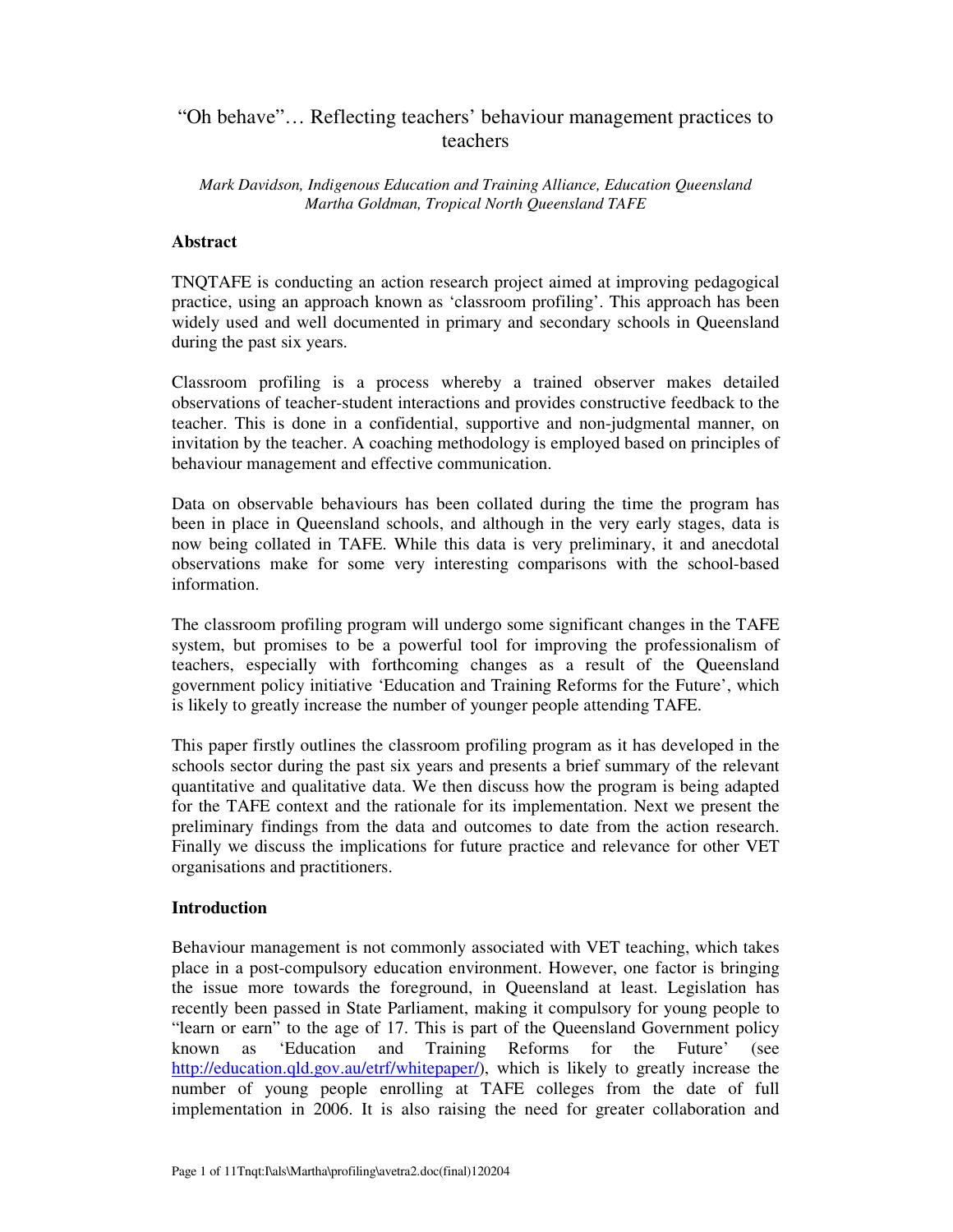# "Oh behave"… Reflecting teachers' behaviour management practices to teachers

*Mark Davidson, Indigenous Education and Training Alliance, Education Queensland*
*Martha Goldman, Tropical North Queensland TAFE*

## Abstract

TNQTAFE is conducting an action research project aimed at improving pedagogical practice, using an approach known as 'classroom profiling'. This approach has been widely used and well documented in primary and secondary schools in Queensland during the past six years.

Classroom profiling is a process whereby a trained observer makes detailed observations of teacher-student interactions and provides constructive feedback to the teacher. This is done in a confidential, supportive and non-judgmental manner, on invitation by the teacher. A coaching methodology is employed based on principles of behaviour management and effective communication.

Data on observable behaviours has been collated during the time the program has been in place in Queensland schools, and although in the very early stages, data is now being collated in TAFE. While this data is very preliminary, it and anecdotal observations make for some very interesting comparisons with the school-based information.

The classroom profiling program will undergo some significant changes in the TAFE system, but promises to be a powerful tool for improving the professionalism of teachers, especially with forthcoming changes as a result of the Queensland government policy initiative 'Education and Training Reforms for the Future', which is likely to greatly increase the number of younger people attending TAFE.

This paper firstly outlines the classroom profiling program as it has developed in the schools sector during the past six years and presents a brief summary of the relevant quantitative and qualitative data. We then discuss how the program is being adapted for the TAFE context and the rationale for its implementation. Next we present the preliminary findings from the data and outcomes to date from the action research. Finally we discuss the implications for future practice and relevance for other VET organisations and practitioners.

## Introduction

Behaviour management is not commonly associated with VET teaching, which takes place in a post-compulsory education environment. However, one factor is bringing the issue more towards the foreground, in Queensland at least. Legislation has recently been passed in State Parliament, making it compulsory for young people to "learn or earn" to the age of 17. This is part of the Queensland Government policy known as 'Education and Training Reforms for the Future' (see http://education.qld.gov.au/etrf/whitepaper/), which is likely to greatly increase the number of young people enrolling at TAFE colleges from the date of full implementation in 2006. It is also raising the need for greater collaboration and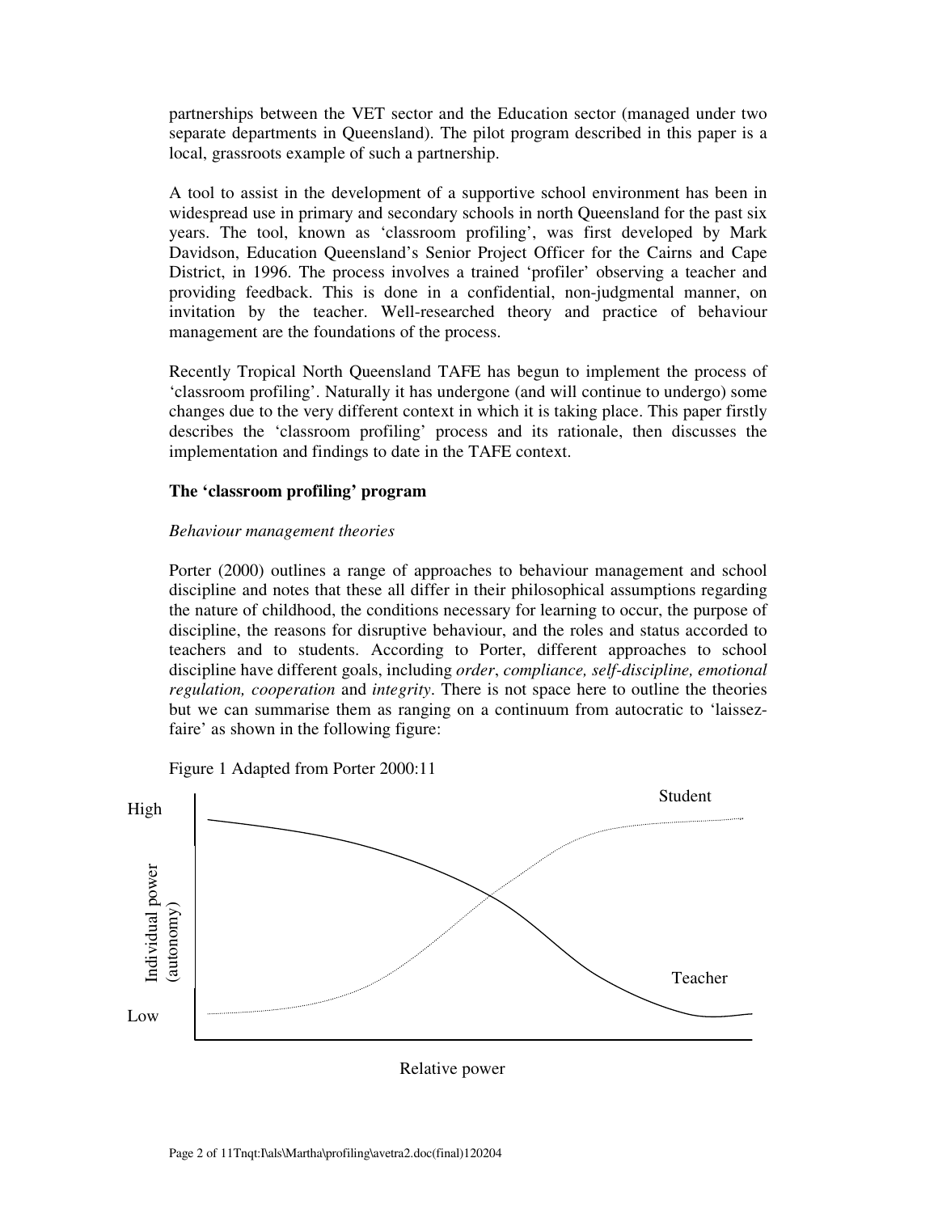partnerships between the VET sector and the Education sector (managed under two separate departments in Queensland). The pilot program described in this paper is a local, grassroots example of such a partnership.

A tool to assist in the development of a supportive school environment has been in widespread use in primary and secondary schools in north Queensland for the past six years. The tool, known as 'classroom profiling', was first developed by Mark Davidson, Education Queensland's Senior Project Officer for the Cairns and Cape District, in 1996. The process involves a trained 'profiler' observing a teacher and providing feedback. This is done in a confidential, non-judgmental manner, on invitation by the teacher. Well-researched theory and practice of behaviour management are the foundations of the process.

Recently Tropical North Queensland TAFE has begun to implement the process of 'classroom profiling'. Naturally it has undergone (and will continue to undergo) some changes due to the very different context in which it is taking place. This paper firstly describes the 'classroom profiling' process and its rationale, then discusses the implementation and findings to date in the TAFE context.

### The 'classroom profiling' program

*Behaviour management theories*

Porter (2000) outlines a range of approaches to behaviour management and school discipline and notes that these all differ in their philosophical assumptions regarding the nature of childhood, the conditions necessary for learning to occur, the purpose of discipline, the reasons for disruptive behaviour, and the roles and status accorded to teachers and to students. According to Porter, different approaches to school discipline have different goals, including *order*, *compliance, self-discipline, emotional regulation, cooperation* and *integrity*. There is not space here to outline the theories but we can summarise them as ranging on a continuum from autocratic to 'laissez-faire' as shown in the following figure:

Figure 1 Adapted from Porter 2000:11

High

Low

Individual power (autonomy)

Student

Teacher

Relative power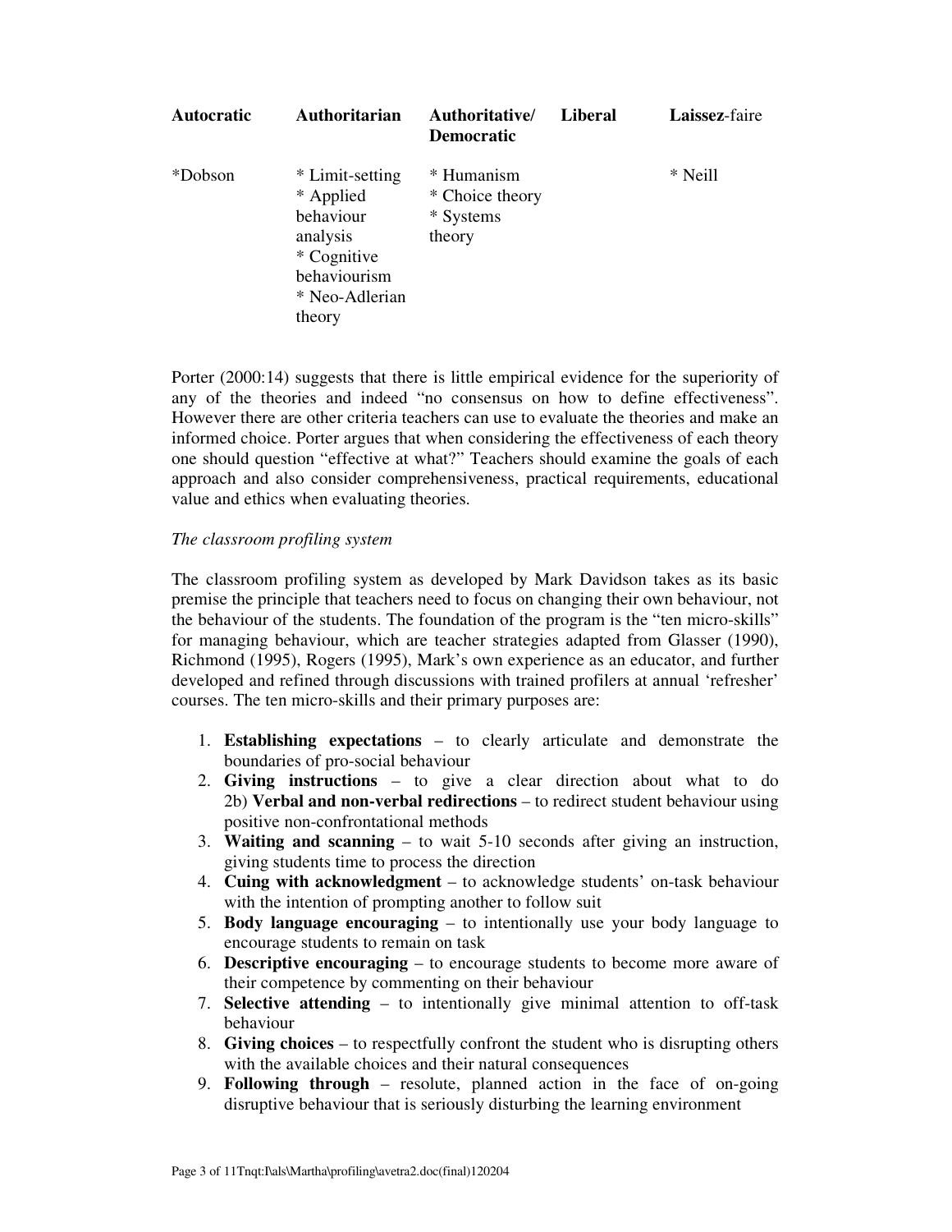| Autocratic | Authoritarian | Authoritative/ Democratic | Liberal | Laissez-faire |
|---|---|---|---|---|
| *Dobson | * Limit-setting<br>* Applied behaviour analysis<br>* Cognitive behaviourism<br>* Neo-Adlerian theory | * Humanism<br>* Choice theory<br>* Systems theory | | * Neill |

Porter (2000:14) suggests that there is little empirical evidence for the superiority of any of the theories and indeed "no consensus on how to define effectiveness". However there are other criteria teachers can use to evaluate the theories and make an informed choice. Porter argues that when considering the effectiveness of each theory one should question "effective at what?" Teachers should examine the goals of each approach and also consider comprehensiveness, practical requirements, educational value and ethics when evaluating theories.

*The classroom profiling system*

The classroom profiling system as developed by Mark Davidson takes as its basic premise the principle that teachers need to focus on changing their own behaviour, not the behaviour of the students. The foundation of the program is the "ten micro-skills" for managing behaviour, which are teacher strategies adapted from Glasser (1990), Richmond (1995), Rogers (1995), Mark's own experience as an educator, and further developed and refined through discussions with trained profilers at annual 'refresher' courses. The ten micro-skills and their primary purposes are:

1. **Establishing expectations** – to clearly articulate and demonstrate the boundaries of pro-social behaviour
2. **Giving instructions** – to give a clear direction about what to do
   2b) **Verbal and non-verbal redirections** – to redirect student behaviour using positive non-confrontational methods
3. **Waiting and scanning** – to wait 5-10 seconds after giving an instruction, giving students time to process the direction
4. **Cuing with acknowledgment** – to acknowledge students' on-task behaviour with the intention of prompting another to follow suit
5. **Body language encouraging** – to intentionally use your body language to encourage students to remain on task
6. **Descriptive encouraging** – to encourage students to become more aware of their competence by commenting on their behaviour
7. **Selective attending** – to intentionally give minimal attention to off-task behaviour
8. **Giving choices** – to respectfully confront the student who is disrupting others with the available choices and their natural consequences
9. **Following through** – resolute, planned action in the face of on-going disruptive behaviour that is seriously disturbing the learning environment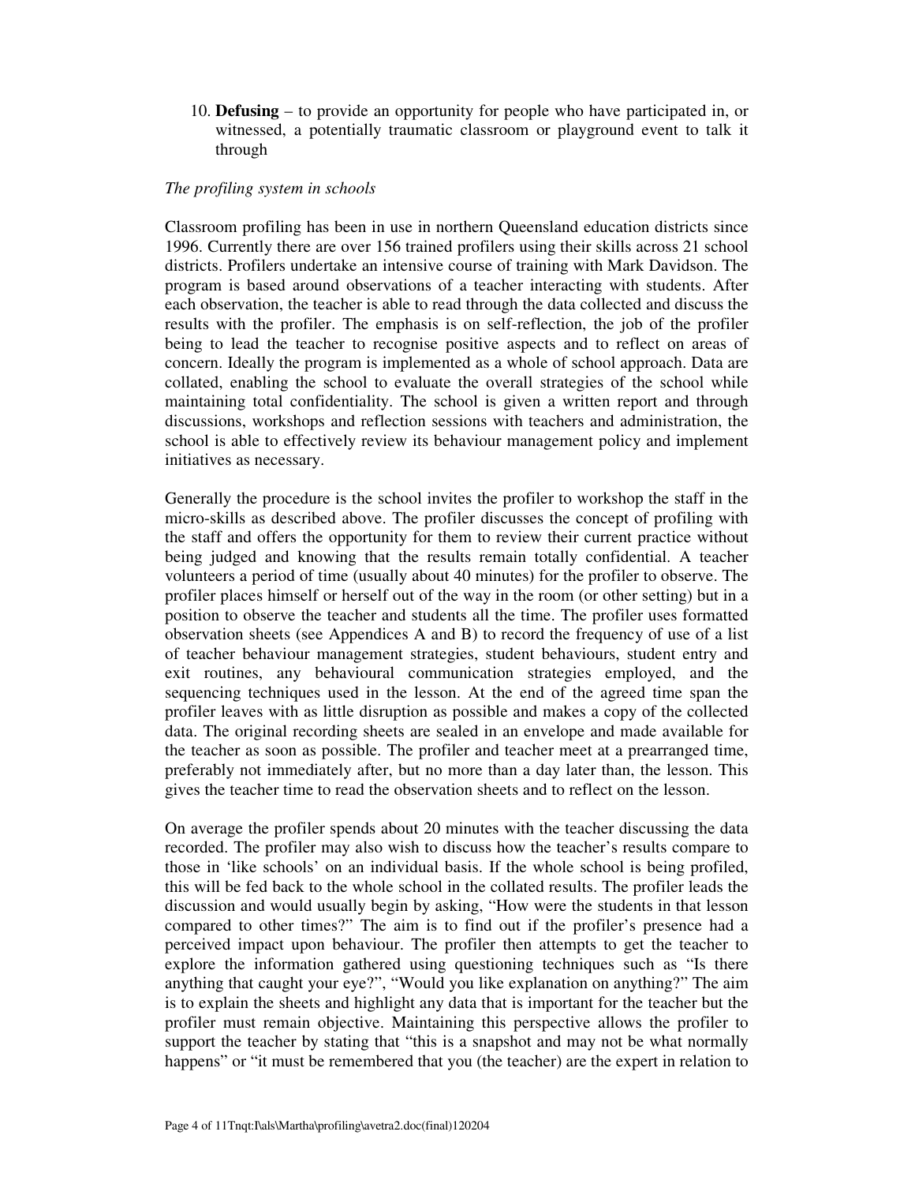10. **Defusing** – to provide an opportunity for people who have participated in, or witnessed, a potentially traumatic classroom or playground event to talk it through

*The profiling system in schools*

Classroom profiling has been in use in northern Queensland education districts since 1996. Currently there are over 156 trained profilers using their skills across 21 school districts. Profilers undertake an intensive course of training with Mark Davidson. The program is based around observations of a teacher interacting with students. After each observation, the teacher is able to read through the data collected and discuss the results with the profiler. The emphasis is on self-reflection, the job of the profiler being to lead the teacher to recognise positive aspects and to reflect on areas of concern. Ideally the program is implemented as a whole of school approach. Data are collated, enabling the school to evaluate the overall strategies of the school while maintaining total confidentiality. The school is given a written report and through discussions, workshops and reflection sessions with teachers and administration, the school is able to effectively review its behaviour management policy and implement initiatives as necessary.

Generally the procedure is the school invites the profiler to workshop the staff in the micro-skills as described above. The profiler discusses the concept of profiling with the staff and offers the opportunity for them to review their current practice without being judged and knowing that the results remain totally confidential. A teacher volunteers a period of time (usually about 40 minutes) for the profiler to observe. The profiler places himself or herself out of the way in the room (or other setting) but in a position to observe the teacher and students all the time. The profiler uses formatted observation sheets (see Appendices A and B) to record the frequency of use of a list of teacher behaviour management strategies, student behaviours, student entry and exit routines, any behavioural communication strategies employed, and the sequencing techniques used in the lesson. At the end of the agreed time span the profiler leaves with as little disruption as possible and makes a copy of the collected data. The original recording sheets are sealed in an envelope and made available for the teacher as soon as possible. The profiler and teacher meet at a prearranged time, preferably not immediately after, but no more than a day later than, the lesson. This gives the teacher time to read the observation sheets and to reflect on the lesson.

On average the profiler spends about 20 minutes with the teacher discussing the data recorded. The profiler may also wish to discuss how the teacher's results compare to those in 'like schools' on an individual basis. If the whole school is being profiled, this will be fed back to the whole school in the collated results. The profiler leads the discussion and would usually begin by asking, "How were the students in that lesson compared to other times?" The aim is to find out if the profiler's presence had a perceived impact upon behaviour. The profiler then attempts to get the teacher to explore the information gathered using questioning techniques such as "Is there anything that caught your eye?", "Would you like explanation on anything?" The aim is to explain the sheets and highlight any data that is important for the teacher but the profiler must remain objective. Maintaining this perspective allows the profiler to support the teacher by stating that "this is a snapshot and may not be what normally happens" or "it must be remembered that you (the teacher) are the expert in relation to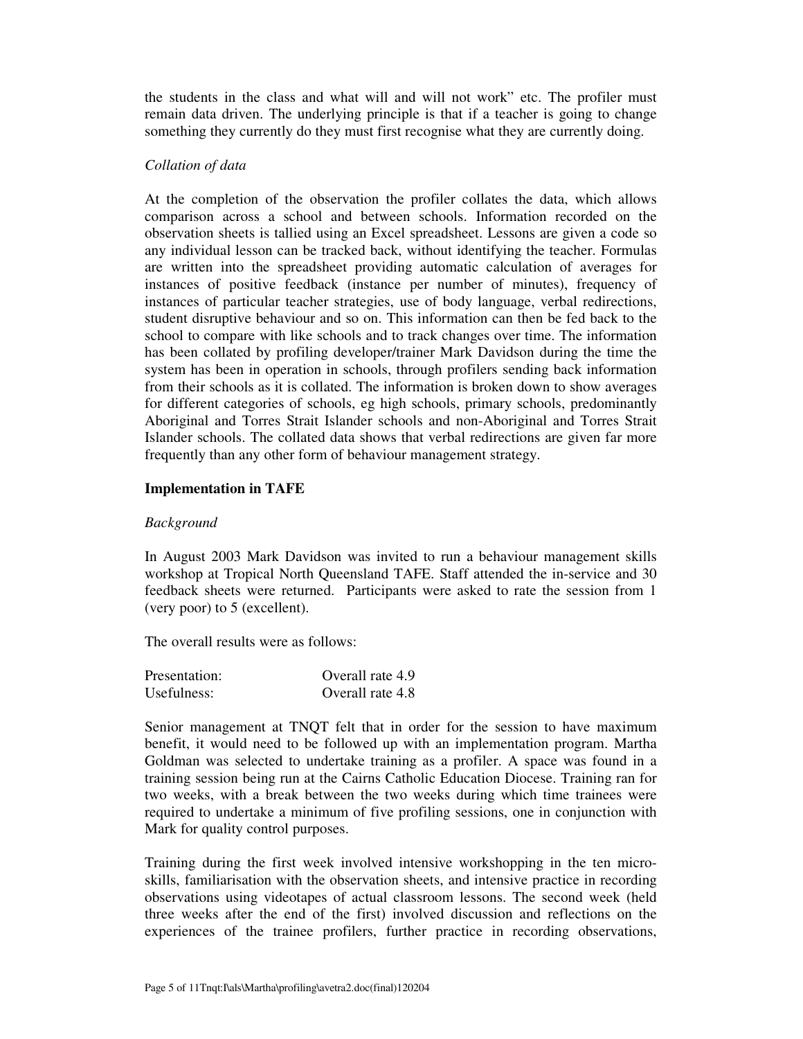the students in the class and what will and will not work" etc. The profiler must remain data driven. The underlying principle is that if a teacher is going to change something they currently do they must first recognise what they are currently doing.

*Collation of data*

At the completion of the observation the profiler collates the data, which allows comparison across a school and between schools. Information recorded on the observation sheets is tallied using an Excel spreadsheet. Lessons are given a code so any individual lesson can be tracked back, without identifying the teacher. Formulas are written into the spreadsheet providing automatic calculation of averages for instances of positive feedback (instance per number of minutes), frequency of instances of particular teacher strategies, use of body language, verbal redirections, student disruptive behaviour and so on. This information can then be fed back to the school to compare with like schools and to track changes over time. The information has been collated by profiling developer/trainer Mark Davidson during the time the system has been in operation in schools, through profilers sending back information from their schools as it is collated. The information is broken down to show averages for different categories of schools, eg high schools, primary schools, predominantly Aboriginal and Torres Strait Islander schools and non-Aboriginal and Torres Strait Islander schools. The collated data shows that verbal redirections are given far more frequently than any other form of behaviour management strategy.

**Implementation in TAFE**

*Background*

In August 2003 Mark Davidson was invited to run a behaviour management skills workshop at Tropical North Queensland TAFE. Staff attended the in-service and 30 feedback sheets were returned. Participants were asked to rate the session from 1 (very poor) to 5 (excellent).

The overall results were as follows:

| | |
|---|---|
| Presentation: | Overall rate 4.9 |
| Usefulness: | Overall rate 4.8 |

Senior management at TNQT felt that in order for the session to have maximum benefit, it would need to be followed up with an implementation program. Martha Goldman was selected to undertake training as a profiler. A space was found in a training session being run at the Cairns Catholic Education Diocese. Training ran for two weeks, with a break between the two weeks during which time trainees were required to undertake a minimum of five profiling sessions, one in conjunction with Mark for quality control purposes.

Training during the first week involved intensive workshopping in the ten micro-skills, familiarisation with the observation sheets, and intensive practice in recording observations using videotapes of actual classroom lessons. The second week (held three weeks after the end of the first) involved discussion and reflections on the experiences of the trainee profilers, further practice in recording observations,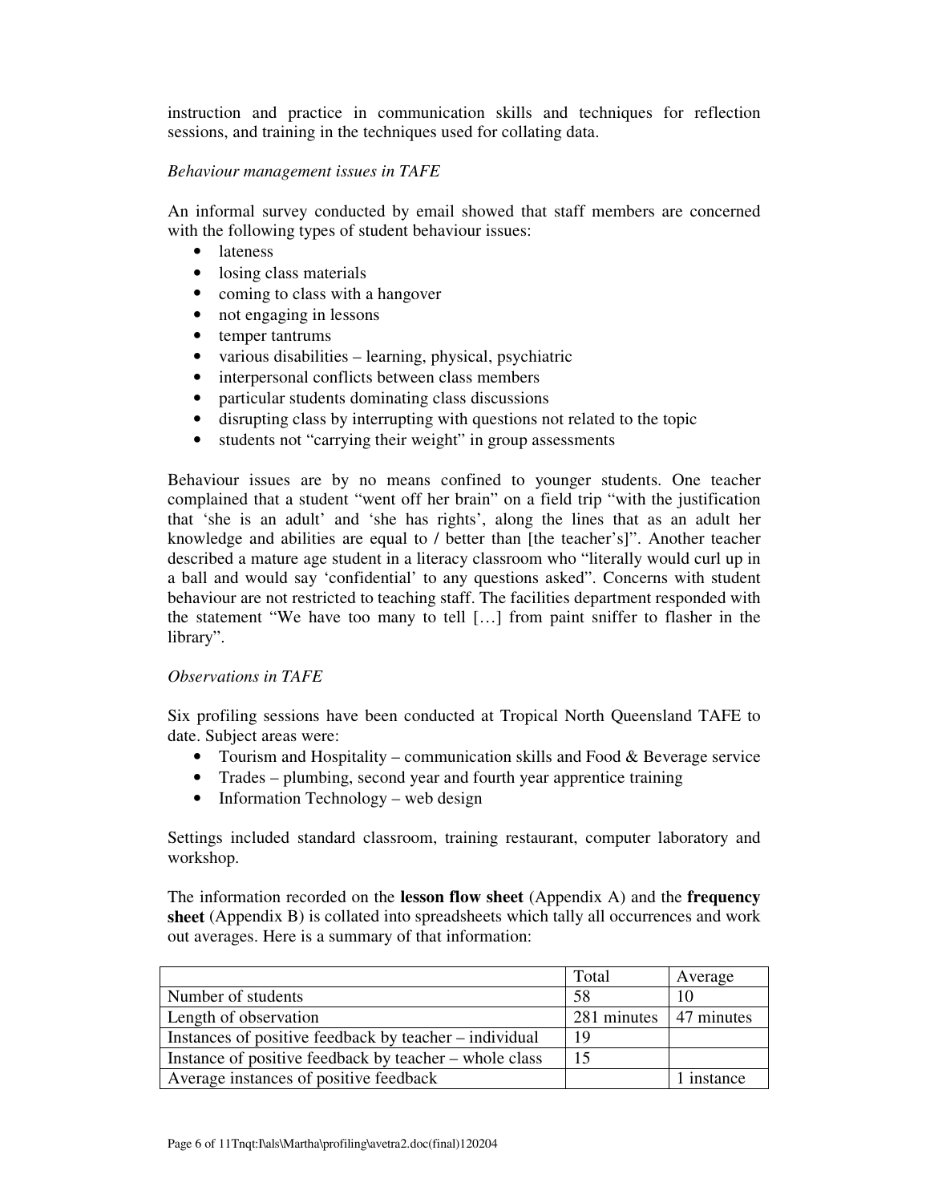instruction and practice in communication skills and techniques for reflection sessions, and training in the techniques used for collating data.

*Behaviour management issues in TAFE*

An informal survey conducted by email showed that staff members are concerned with the following types of student behaviour issues:

- lateness
- losing class materials
- coming to class with a hangover
- not engaging in lessons
- temper tantrums
- various disabilities – learning, physical, psychiatric
- interpersonal conflicts between class members
- particular students dominating class discussions
- disrupting class by interrupting with questions not related to the topic
- students not "carrying their weight" in group assessments

Behaviour issues are by no means confined to younger students. One teacher complained that a student "went off her brain" on a field trip "with the justification that 'she is an adult' and 'she has rights', along the lines that as an adult her knowledge and abilities are equal to / better than [the teacher's]". Another teacher described a mature age student in a literacy classroom who "literally would curl up in a ball and would say 'confidential' to any questions asked". Concerns with student behaviour are not restricted to teaching staff. The facilities department responded with the statement "We have too many to tell […] from paint sniffer to flasher in the library".

*Observations in TAFE*

Six profiling sessions have been conducted at Tropical North Queensland TAFE to date. Subject areas were:

- Tourism and Hospitality – communication skills and Food & Beverage service
- Trades – plumbing, second year and fourth year apprentice training
- Information Technology – web design

Settings included standard classroom, training restaurant, computer laboratory and workshop.

The information recorded on the **lesson flow sheet** (Appendix A) and the **frequency sheet** (Appendix B) is collated into spreadsheets which tally all occurrences and work out averages. Here is a summary of that information:

| | Total | Average |
|---|---|---|
| Number of students | 58 | 10 |
| Length of observation | 281 minutes | 47 minutes |
| Instances of positive feedback by teacher – individual | 19 | |
| Instance of positive feedback by teacher – whole class | 15 | |
| Average instances of positive feedback | | 1 instance |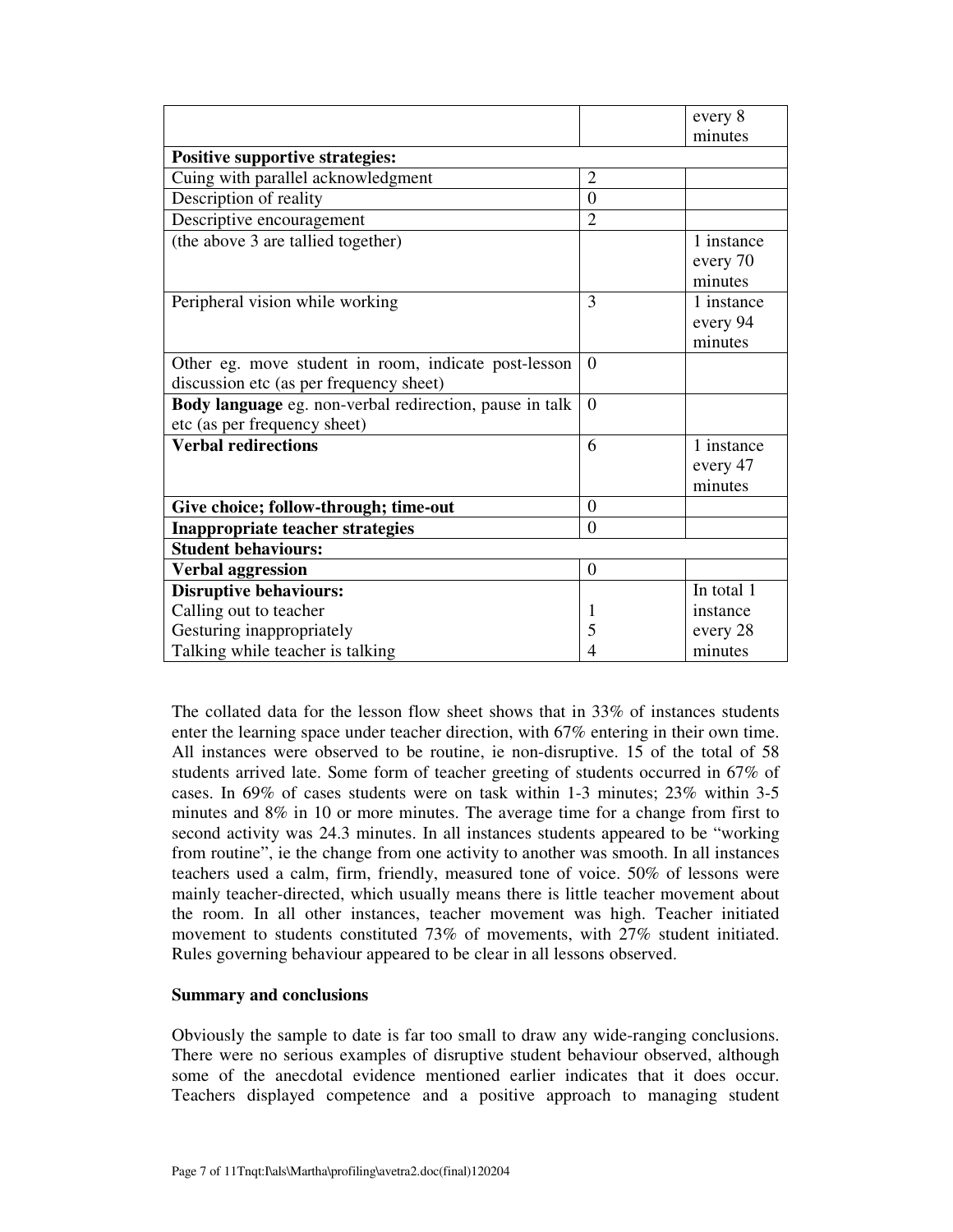| | | |
|---|---|---|
| | | every 8 minutes |
| **Positive supportive strategies:** | | |
| Cuing with parallel acknowledgment | 2 | |
| Description of reality | 0 | |
| Descriptive encouragement | 2 | |
| (the above 3 are tallied together) | | 1 instance every 70 minutes |
| Peripheral vision while working | 3 | 1 instance every 94 minutes |
| Other eg. move student in room, indicate post-lesson discussion etc (as per frequency sheet) | 0 | |
| **Body language** eg. non-verbal redirection, pause in talk etc (as per frequency sheet) | 0 | |
| **Verbal redirections** | 6 | 1 instance every 47 minutes |
| **Give choice; follow-through; time-out** | 0 | |
| **Inappropriate teacher strategies** | 0 | |
| **Student behaviours:** | | |
| **Verbal aggression** | 0 | |
| **Disruptive behaviours:** Calling out to teacher | 1 | In total 1 instance every 28 minutes |
| Gesturing inappropriately | 5 | |
| Talking while teacher is talking | 4 | |

The collated data for the lesson flow sheet shows that in 33% of instances students enter the learning space under teacher direction, with 67% entering in their own time. All instances were observed to be routine, ie non-disruptive. 15 of the total of 58 students arrived late. Some form of teacher greeting of students occurred in 67% of cases. In 69% of cases students were on task within 1-3 minutes; 23% within 3-5 minutes and 8% in 10 or more minutes. The average time for a change from first to second activity was 24.3 minutes. In all instances students appeared to be "working from routine", ie the change from one activity to another was smooth. In all instances teachers used a calm, firm, friendly, measured tone of voice. 50% of lessons were mainly teacher-directed, which usually means there is little teacher movement about the room. In all other instances, teacher movement was high. Teacher initiated movement to students constituted 73% of movements, with 27% student initiated. Rules governing behaviour appeared to be clear in all lessons observed.

**Summary and conclusions**

Obviously the sample to date is far too small to draw any wide-ranging conclusions. There were no serious examples of disruptive student behaviour observed, although some of the anecdotal evidence mentioned earlier indicates that it does occur. Teachers displayed competence and a positive approach to managing student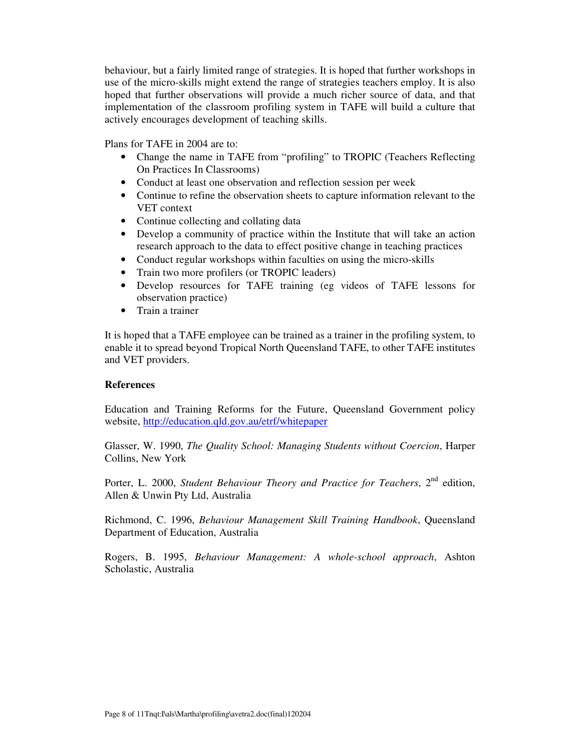behaviour, but a fairly limited range of strategies. It is hoped that further workshops in use of the micro-skills might extend the range of strategies teachers employ. It is also hoped that further observations will provide a much richer source of data, and that implementation of the classroom profiling system in TAFE will build a culture that actively encourages development of teaching skills.

Plans for TAFE in 2004 are to:

- Change the name in TAFE from "profiling" to TROPIC (Teachers Reflecting On Practices In Classrooms)
- Conduct at least one observation and reflection session per week
- Continue to refine the observation sheets to capture information relevant to the VET context
- Continue collecting and collating data
- Develop a community of practice within the Institute that will take an action research approach to the data to effect positive change in teaching practices
- Conduct regular workshops within faculties on using the micro-skills
- Train two more profilers (or TROPIC leaders)
- Develop resources for TAFE training (eg videos of TAFE lessons for observation practice)
- Train a trainer

It is hoped that a TAFE employee can be trained as a trainer in the profiling system, to enable it to spread beyond Tropical North Queensland TAFE, to other TAFE institutes and VET providers.

**References**

Education and Training Reforms for the Future, Queensland Government policy website, http://education.qld.gov.au/etrf/whitepaper

Glasser, W. 1990, *The Quality School: Managing Students without Coercion*, Harper Collins, New York

Porter, L. 2000, *Student Behaviour Theory and Practice for Teachers*, 2nd edition, Allen & Unwin Pty Ltd, Australia

Richmond, C. 1996, *Behaviour Management Skill Training Handbook*, Queensland Department of Education, Australia

Rogers, B. 1995, *Behaviour Management: A whole-school approach*, Ashton Scholastic, Australia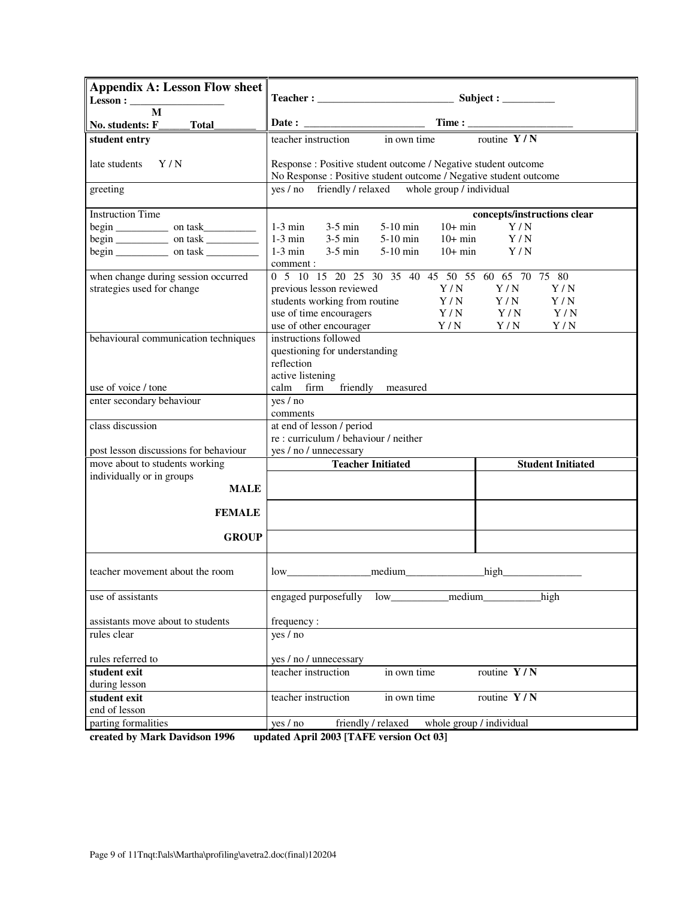| **Appendix A: Lesson Flow sheet**<br>**Lesson :** __________________<br>**No. students: F______ M ______Total________** | **Teacher :** ___________________________ **Subject :** __________<br>**Date :** _______________________ **Time :** ____________________ | |
|---|---|---|
| **student entry**<br><br>late students Y / N | teacher instruction in own time routine **Y / N**<br><br>Response : Positive student outcome / Negative student outcome<br>No Response : Positive student outcome / Negative student outcome | |
| greeting | yes / no friendly / relaxed whole group / individual | |
| Instruction Time<br>begin __________ on task__________<br>begin __________ on task __________<br>begin __________ on task __________ | **concepts/instructions clear**<br>1-3 min 3-5 min 5-10 min 10+ min Y / N<br>1-3 min 3-5 min 5-10 min 10+ min Y / N<br>1-3 min 3-5 min 5-10 min 10+ min Y / N<br>comment : | |
| when change during session occurred<br>strategies used for change | 0 5 10 15 20 25 30 35 40 45 50 55 60 65 70 75 80<br>previous lesson reviewed Y / N Y / N Y / N<br>students working from routine Y / N Y / N Y / N<br>use of time encouragers Y / N Y / N Y / N<br>use of other encourager Y / N Y / N Y / N | |
| behavioural communication techniques<br><br><br><br>use of voice / tone | instructions followed<br>questioning for understanding<br>reflection<br>active listening<br>calm firm friendly measured | |
| enter secondary behaviour | yes / no<br>comments | |
| class discussion<br><br>post lesson discussions for behaviour | at end of lesson / period<br>re : curriculum / behaviour / neither<br>yes / no / unnecessary | |
| move about to students working individually or in groups | **Teacher Initiated** | **Student Initiated** |
| **MALE** | | |
| **FEMALE** | | |
| **GROUP** | | |
| teacher movement about the room | low________________medium_______________high_______________ | |
| use of assistants<br><br>assistants move about to students | engaged purposefully low___________medium___________high<br><br>frequency : | |
| rules clear<br><br>rules referred to | yes / no<br><br>yes / no / unnecessary | |
| **student exit**<br>during lesson | teacher instruction in own time routine **Y / N** | |
| **student exit**<br>end of lesson | teacher instruction in own time routine **Y / N** | |
| parting formalities | yes / no friendly / relaxed whole group / individual | |

**created by Mark Davidson 1996 updated April 2003 [TAFE version Oct 03]**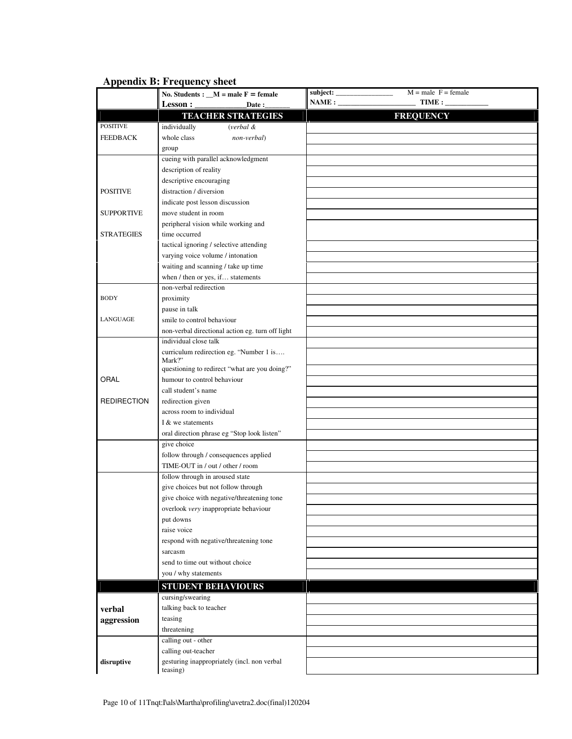## Appendix B: Frequency sheet

| | No. Students : __M = male F = female<br>**Lesson :** _____________Date :_______ | subject: _______________ M = male F = female<br>NAME : ______________________ TIME : ____________ |
|---|---|---|
| | **TEACHER STRATEGIES** | **FREQUENCY** |
| POSITIVE FEEDBACK | individually (*verbal &* | |
| | whole class *non-verbal*) | |
| | group | |
| POSITIVE SUPPORTIVE STRATEGIES | cueing with parallel acknowledgment | |
| | description of reality | |
| | descriptive encouraging | |
| | distraction / diversion | |
| | indicate post lesson discussion | |
| | move student in room | |
| | peripheral vision while working and time occurred | |
| | tactical ignoring / selective attending | |
| | varying voice volume / intonation | |
| | waiting and scanning / take up time | |
| | when / then or yes, if… statements | |
| BODY LANGUAGE | non-verbal redirection | |
| | proximity | |
| | pause in talk | |
| | smile to control behaviour | |
| | non-verbal directional action eg. turn off light | |
| ORAL REDIRECTION | individual close talk | |
| | curriculum redirection eg. "Number 1 is…. Mark?" | |
| | questioning to redirect "what are you doing?" | |
| | humour to control behaviour | |
| | call student's name | |
| | redirection given | |
| | across room to individual | |
| | I & we statements | |
| | oral direction phrase eg "Stop look listen" | |
| | give choice | |
| | follow through / consequences applied | |
| | TIME-OUT in / out / other / room | |
| | follow through in aroused state | |
| | give choices but not follow through | |
| | give choice with negative/threatening tone | |
| | overlook *very* inappropriate behaviour | |
| | put downs | |
| | raise voice | |
| | respond with negative/threatening tone | |
| | sarcasm | |
| | send to time out without choice | |
| | you / why statements | |
| | **STUDENT BEHAVIOURS** | |
| **verbal aggression** | cursing/swearing | |
| | talking back to teacher | |
| | teasing | |
| | threatening | |
| **disruptive** | calling out - other | |
| | calling out-teacher | |
| | gesturing inappropriately (incl. non verbal teasing) | |

Tnqt:I\als\Martha\profiling\avetra2.doc(final)120204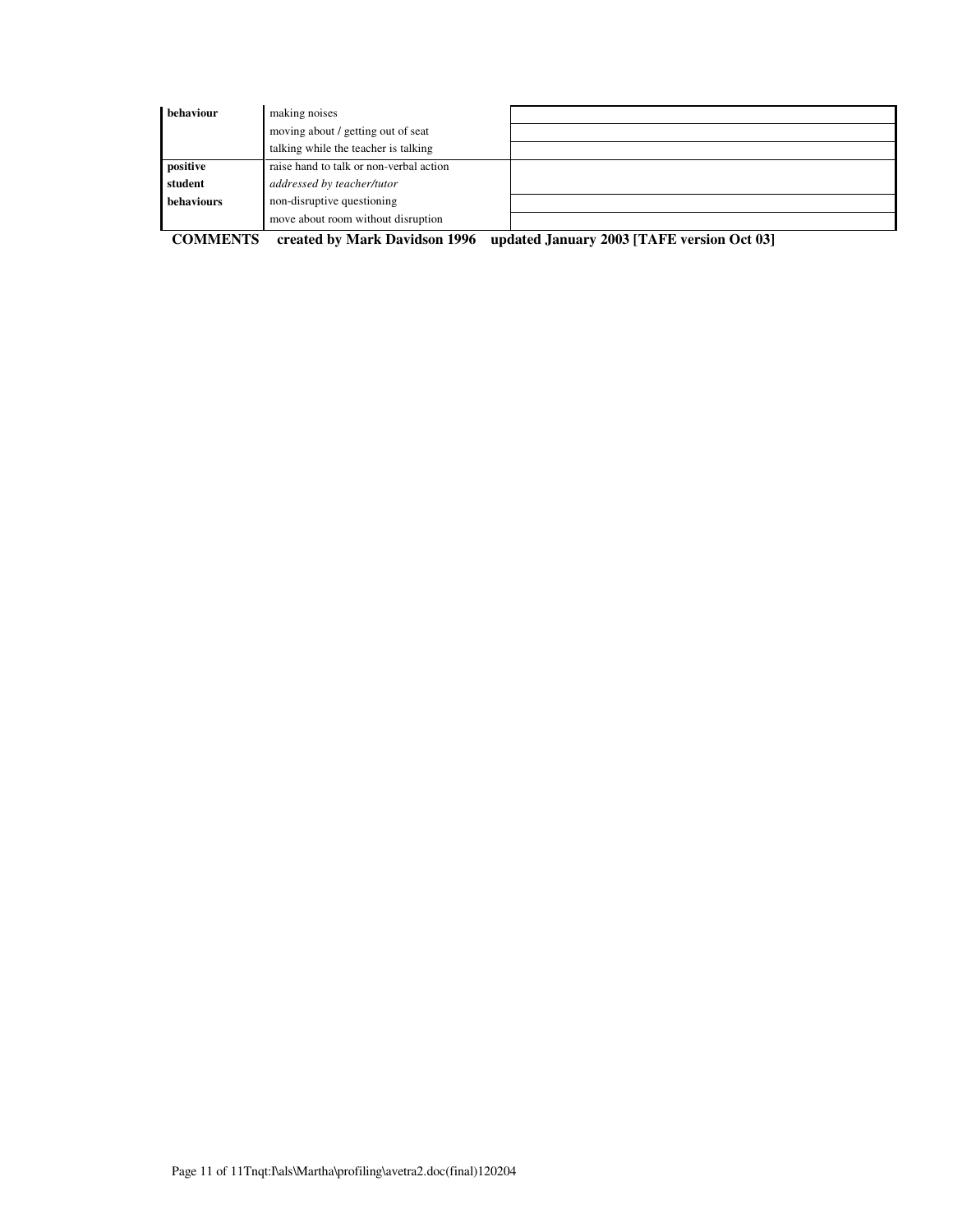| | | |
|---|---|---|
| **behaviour** | making noises | |
| | moving about / getting out of seat | |
| | talking while the teacher is talking | |
| **positive** | raise hand to talk or non-verbal action | |
| **student** | *addressed by teacher/tutor* | |
| **behaviours** | non-disruptive questioning | |
| | move about room without disruption | |

**COMMENTS created by Mark Davidson 1996 updated January 2003 [TAFE version Oct 03]**

Tnqt:I\als\Martha\profiling\avetra2.doc(final)120204